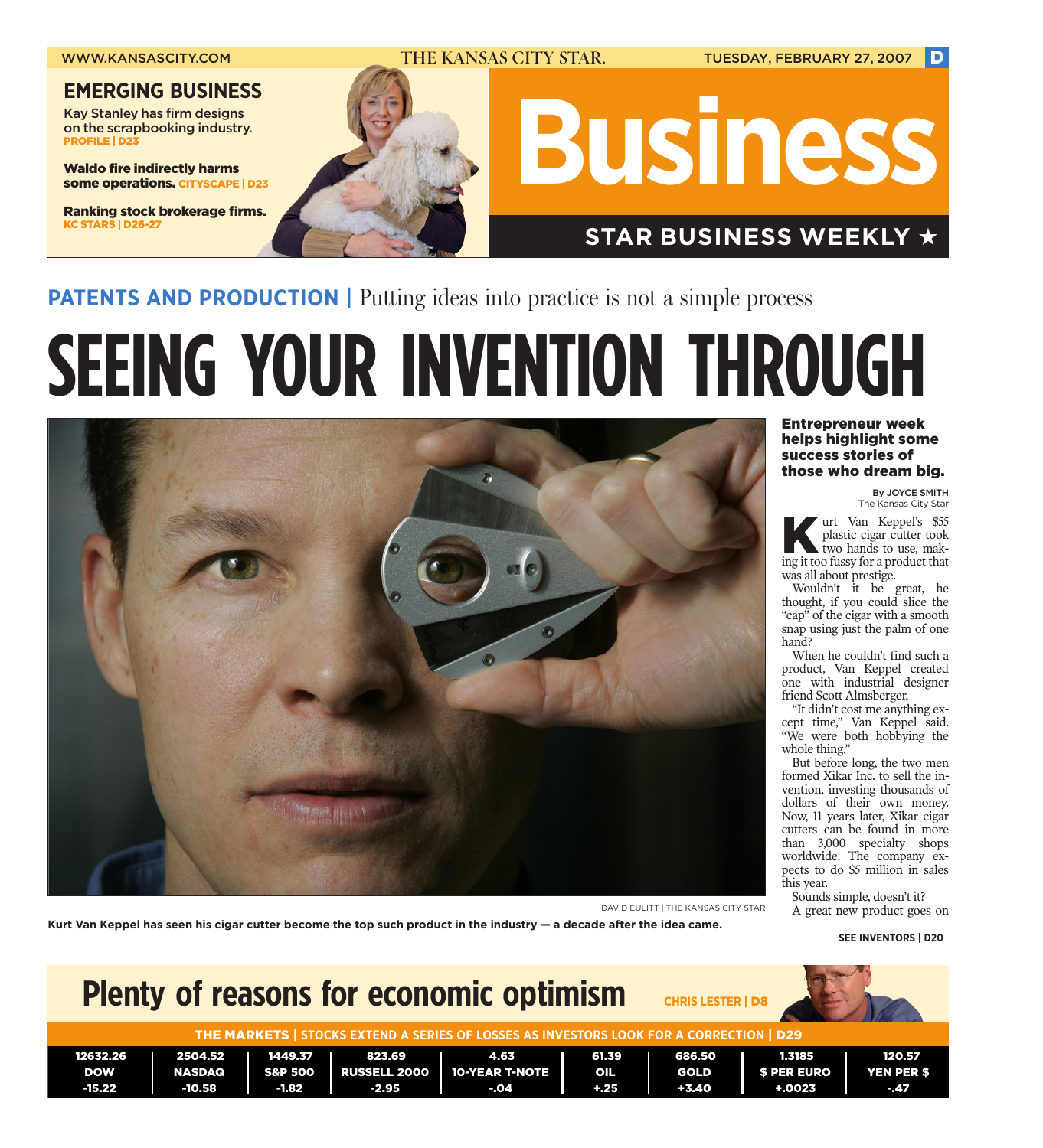# Business

## STAR BUSINESS WEEKLY ★

### EMERGING BUSINESS

**Kay Stanley has firm designs on the scrapbooking industry.** PROFILE | D23

**Waldo fire indirectly harms some operations.** CITYSCAPE | D23

**Ranking stock brokerage firms.** KC STARS | D26-27

**PATENTS AND PRODUCTION |** Putting ideas into practice is not a simple process

# SEEING YOUR INVENTION THROUGH

DAVID EULITT | THE KANSAS CITY STAR

**Kurt Van Keppel has seen his cigar cutter become the top such product in the industry — a decade after the idea came.**

**Entrepreneur week helps highlight some success stories of those who dream big.**

By JOYCE SMITH
The Kansas City Star

Kurt Van Keppel's $55 plastic cigar cutter took two hands to use, making it too fussy for a product that was all about prestige.

Wouldn't it be great, he thought, if you could slice the "cap" of the cigar with a smooth snap using just the palm of one hand?

When he couldn't find such a product, Van Keppel created one with industrial designer friend Scott Almsberger.

"It didn't cost me anything except time," Van Keppel said. "We were both hobbying the whole thing."

But before long, the two men formed Xikar Inc. to sell the invention, investing thousands of dollars of their own money. Now, 11 years later, Xikar cigar cutters can be found in more than 3,000 specialty shops worldwide. The company expects to do $5 million in sales this year.

Sounds simple, doesn't it?

A great new product goes on

SEE INVENTORS | D20

## Plenty of reasons for economic optimism

CHRIS LESTER | D8

**THE MARKETS | STOCKS EXTEND A SERIES OF LOSSES AS INVESTORS LOOK FOR A CORRECTION | D29**

| DOW | NASDAQ | S&P 500 | RUSSELL 2000 | 10-YEAR T-NOTE | OIL | GOLD | $ PER EURO | YEN PER $ |
|---|---|---|---|---|---|---|---|---|
| 12632.26 | 2504.52 | 1449.37 | 823.69 | 4.63 | 61.39 | 686.50 | 1.3185 | 120.57 |
| -15.22 | -10.58 | -1.82 | -2.95 | -.04 | +.25 | +3.40 | +.0023 | -.47 |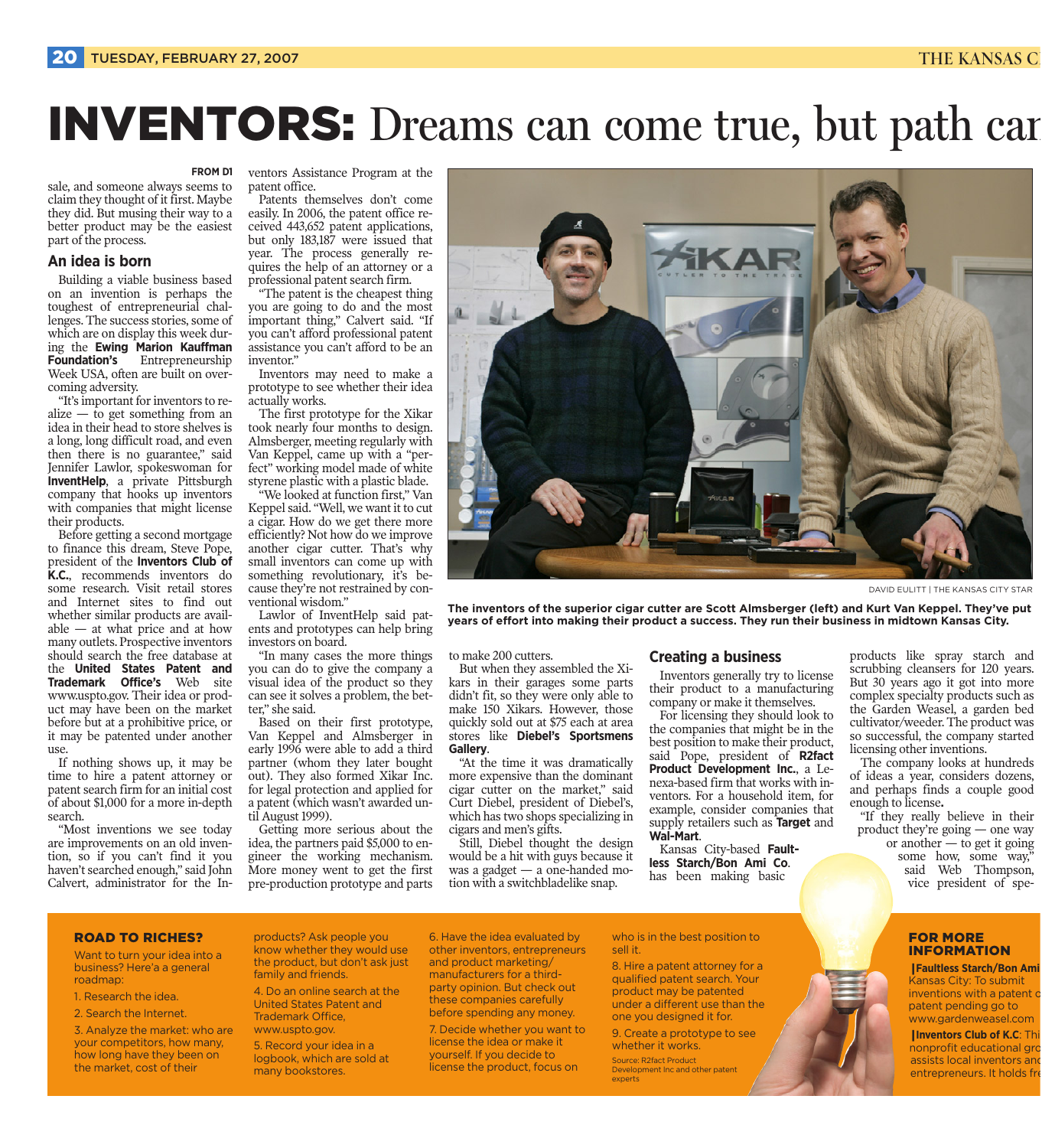# INVENTORS: Dreams can come true, but path can

FROM D1

sale, and someone always seems to claim they thought of it first. Maybe they did. But musing their way to a better product may be the easiest part of the process.

## An idea is born

Building a viable business based on an invention is perhaps the toughest of entrepreneurial challenges. The success stories, some of which are on display this week during the **Ewing Marion Kauffman Foundation's** Entrepreneurship Week USA, often are built on overcoming adversity.

"It's important for inventors to realize — to get something from an idea in their head to store shelves is a long, long difficult road, and even then there is no guarantee," said Jennifer Lawlor, spokeswoman for **InventHelp**, a private Pittsburgh company that hooks up inventors with companies that might license their products.

Before getting a second mortgage to finance this dream, Steve Pope, president of the **Inventors Club of K.C.**, recommends inventors do some research. Visit retail stores and Internet sites to find out whether similar products are available — at what price and at how many outlets. Prospective inventors should search the free database at the **United States Patent and Trademark Office's** Web site www.uspto.gov. Their idea or product may have been on the market before but at a prohibitive price, or it may be patented under another use.

If nothing shows up, it may be time to hire a patent attorney or patent search firm for an initial cost of about $1,000 for a more in-depth search.

"Most inventions we see today are improvements on an old invention, so if you can't find it you haven't searched enough," said John Calvert, administrator for the Inventors Assistance Program at the patent office.

Patents themselves don't come easily. In 2006, the patent office received 443,652 patent applications, but only 183,187 were issued that year. The process generally requires the help of an attorney or a professional patent search firm.

"The patent is the cheapest thing you are going to do and the most important thing," Calvert said. "If you can't afford professional patent assistance you can't afford to be an inventor."

Inventors may need to make a prototype to see whether their idea actually works.

The first prototype for the Xikar took nearly four months to design. Almsberger, meeting regularly with Van Keppel, came up with a "perfect" working model made of white styrene plastic with a plastic blade.

"We looked at function first," Van Keppel said. "Well, we want it to cut a cigar. How do we get there more efficiently? Not how do we improve another cigar cutter. That's why small inventors can come up with something revolutionary, it's because they're not restrained by conventional wisdom."

Lawlor of InventHelp said patents and prototypes can help bring investors on board.

"In many cases the more things you can do to give the company a visual idea of the product so they can see it solves a problem, the better," she said.

Based on their first prototype, Van Keppel and Almsberger in early 1996 were able to add a third partner (whom they later bought out). They also formed Xikar Inc. for legal protection and applied for a patent (which wasn't awarded until August 1999).

Getting more serious about the idea, the partners paid $5,000 to engineer the working mechanism. More money went to get the first pre-production prototype and parts to make 200 cutters.

But when they assembled the Xikars in their garages some parts didn't fit, so they were only able to make 150 Xikars. However, those quickly sold out at $75 each at area stores like **Diebel's Sportsmens Gallery**.

"At the time it was dramatically more expensive than the dominant cigar cutter on the market," said Curt Diebel, president of Diebel's, which has two shops specializing in cigars and men's gifts.

Still, Diebel thought the design would be a hit with guys because it was a gadget — a one-handed motion with a switchbladelike snap.

DAVID EULITT | THE KANSAS CITY STAR

**The inventors of the superior cigar cutter are Scott Almsberger (left) and Kurt Van Keppel. They've put years of effort into making their product a success. They run their business in midtown Kansas City.**

## Creating a business

Inventors generally try to license their product to a manufacturing company or make it themselves.

For licensing they should look to the companies that might be in the best position to make their product, said Pope, president of **R2fact Product Development Inc.**, a Lenexa-based firm that works with inventors. For a household item, for example, consider companies that supply retailers such as **Target** and **Wal-Mart**.

Kansas City-based **Faultless Starch/Bon Ami Co.** has been making basic products like spray starch and scrubbing cleansers for 120 years. But 30 years ago it got into more complex specialty products such as the Garden Weasel, a garden bed cultivator/weeder. The product was so successful, the company started licensing other inventions.

The company looks at hundreds of ideas a year, considers dozens, and perhaps finds a couple good enough to license.

"If they really believe in their product they're going — one way or another — to get it going some how, some way," said Web Thompson, vice president of spe-

### ROAD TO RICHES?

Want to turn your idea into a business? Here'a a general roadmap:

1. Research the idea.
2. Search the Internet.
3. Analyze the market: who are your competitors, how many, how long have they been on the market, cost of their products? Ask people you know whether they would use the product, but don't ask just family and friends.
4. Do an online search at the United States Patent and Trademark Office, www.uspto.gov.
5. Record your idea in a logbook, which are sold at many bookstores.
6. Have the idea evaluated by other inventors, entrepreneurs and product marketing/manufacturers for a third-party opinion. But check out these companies carefully before spending any money.
7. Decide whether you want to license the idea or make it yourself. If you decide to license the product, focus on who is in the best position to sell it.
8. Hire a patent attorney for a qualified patent search. Your product may be patented under a different use than the one you designed it for.
9. Create a prototype to see whether it works.

Source: R2fact Product Development Inc and other patent experts

### FOR MORE INFORMATION

**Faultless Starch/Bon Ami** Kansas City: To submit inventions with a patent o patent pending go to www.gardenweasel.com

**Inventors Club of K.C**: Thi nonprofit educational gro assists local inventors an entrepreneurs. It holds fr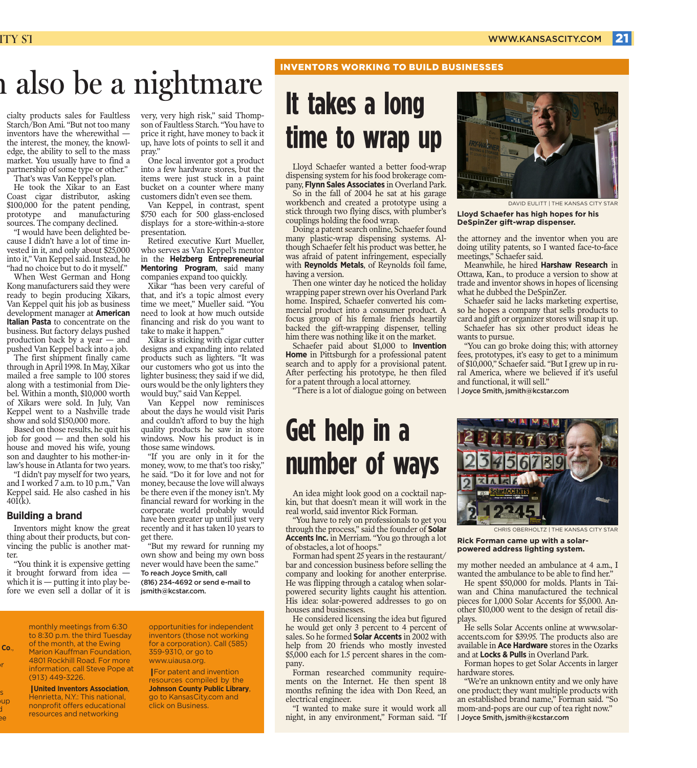# …n also be a nightmare

cialty products sales for Faultless Starch/Bon Ami. "But not too many inventors have the wherewithal — the interest, the money, the knowledge, the ability to sell to the mass market. You usually have to find a partnership of some type or other."

That's was Van Keppel's plan.

He took the Xikar to an East Coast cigar distributor, asking $100,000 for the patent pending, prototype and manufacturing sources. The company declined.

"I would have been delighted because I didn't have a lot of time invested in it, and only about $25,000 into it," Van Keppel said. Instead, he "had no choice but to do it myself."

When West German and Hong Kong manufacturers said they were ready to begin producing Xikars, Van Keppel quit his job as business development manager at **American Italian Pasta** to concentrate on the business. But factory delays pushed production back by a year — and pushed Van Keppel back into a job.

The first shipment finally came through in April 1998. In May, Xikar mailed a free sample to 100 stores along with a testimonial from Diebel. Within a month, $10,000 worth of Xikars were sold. In July, Van Keppel went to a Nashville trade show and sold $150,000 more.

Based on those results, he quit his job for good — and then sold his house and moved his wife, young son and daughter to his mother-in-law's house in Atlanta for two years.

"I didn't pay myself for two years, and I worked 7 a.m. to 10 p.m.," Van Keppel said. He also cashed in his 401(k).

## Building a brand

Inventors might know the great thing about their products, but convincing the public is another matter.

"You think it is expensive getting it brought forward from idea — which it is — putting it into play before we even sell a dollar of it is very, very high risk," said Thompson of Faultless Starch. "You have to price it right, have money to back it up, have lots of points to sell it and pray."

One local inventor got a product into a few hardware stores, but the items were just stuck in a paint bucket on a counter where many customers didn't even see them.

Van Keppel, in contrast, spent $750 each for 500 glass-enclosed displays for a store-within-a-store presentation.

Retired executive Kurt Mueller, who serves as Van Keppel's mentor in the **Helzberg Entrepreneurial Mentoring Program**, said many companies expand too quickly.

Xikar "has been very careful of that, and it's a topic almost every time we meet," Mueller said. "You need to look at how much outside financing and risk do you want to take to make it happen."

Xikar is sticking with cigar cutter designs and expanding into related products such as lighters. "It was our customers who got us into the lighter business; they said if we did, ours would be the only lighters they would buy," said Van Keppel.

Van Keppel now reminisces about the days he would visit Paris and couldn't afford to buy the high quality products he saw in store windows. Now his product is in those same windows.

"If you are only in it for the money, wow, to me that's too risky," he said. "Do it for love and not for money, because the love will always be there even if the money isn't. My financial reward for working in the corporate world probably would have been greater up until just very recently and it has taken 10 years to get there.

"But my reward for running my own show and being my own boss never would have been the same."

**To reach Joyce Smith, call (816) 234-4692 or send e-mail to jsmith@kcstar.com.**

… Co., … monthly meetings from 6:30 to 8:30 p.m. the third Tuesday of the month, at the Ewing Marion Kauffman Foundation, 4801 Rockhill Road. For more information, call Steve Pope at (913) 449-3226.

**United Inventors Association**, Henrietta, N.Y.: This national, nonprofit offers educational resources and networking opportunities for independent inventors (those not working for a corporation). Call (585) 359-9310, or go to www.uiausa.org.

For patent and invention resources compiled by the **Johnson County Public Library**, go to KansasCity.com and click on Business.

---

**INVENTORS WORKING TO BUILD BUSINESSES**

# It takes a long time to wrap up

Lloyd Schaefer wanted a better food-wrap dispensing system for his food brokerage company, **Flynn Sales Associates** in Overland Park.

So in the fall of 2004 he sat at his garage workbench and created a prototype using a stick through two flying discs, with plumber's couplings holding the food wrap.

Doing a patent search online, Schaefer found many plastic-wrap dispensing systems. Although Schaefer felt his product was better, he was afraid of patent infringement, especially with **Reynolds Metals**, of Reynolds foil fame, having a version.

Then one winter day he noticed the holiday wrapping paper strewn over his Overland Park home. Inspired, Schaefer converted his commercial product into a consumer product. A focus group of his female friends heartily backed the gift-wrapping dispenser, telling him there was nothing like it on the market.

Schaefer paid about $1,000 to **Invention Home** in Pittsburgh for a professional patent search and to apply for a provisional patent. After perfecting his prototype, he then filed for a patent through a local attorney.

"There is a lot of dialogue going on between the attorney and the inventor when you are doing utility patents, so I wanted face-to-face meetings," Schaefer said.

Meanwhile, he hired **Harshaw Research** in Ottawa, Kan., to produce a version to show at trade and inventor shows in hopes of licensing what he dubbed the DeSpinZer.

Schaefer said he lacks marketing expertise, so he hopes a company that sells products to card and gift or organizer stores will snap it up.

Schaefer has six other product ideas he wants to pursue.

"You can go broke doing this; with attorney fees, prototypes, it's easy to get to a minimum of $10,000," Schaefer said. "But I grew up in rural America, where we believed if it's useful and functional, it will sell."

**| Joyce Smith, jsmith@kcstar.com**

DAVID EULITT | THE KANSAS CITY STAR

**Lloyd Schaefer has high hopes for his DeSpinZer gift-wrap dispenser.**

# Get help in a number of ways

An idea might look good on a cocktail napkin, but that doesn't mean it will work in the real world, said inventor Rick Forman.

"You have to rely on professionals to get you through the process," said the founder of **Solar Accents Inc.** in Merriam. "You go through a lot of obstacles, a lot of hoops."

Forman had spent 25 years in the restaurant/bar and concession business before selling the company and looking for another enterprise. He was flipping through a catalog when solar-powered security lights caught his attention. His idea: solar-powered addresses to go on houses and businesses.

He considered licensing the idea but figured he would get only 3 percent to 4 percent of sales. So he formed **Solar Accents** in 2002 with help from 20 friends who mostly invested $5,000 each for 1.5 percent shares in the company.

Forman researched community requirements on the Internet. He then spent 18 months refining the idea with Don Reed, an electrical engineer.

"I wanted to make sure it would work all night, in any environment," Forman said. "If my mother needed an ambulance at 4 a.m., I wanted the ambulance to be able to find her."

He spent $50,000 for molds. Plants in Taiwan and China manufactured the technical pieces for 1,000 Solar Accents for $5,000. Another $10,000 went to the design of retail displays.

He sells Solar Accents online at www.solar-accents.com for $39.95. The products also are available in **Ace Hardware** stores in the Ozarks and at **Locks & Pulls** in Overland Park.

Forman hopes to get Solar Accents in larger hardware stores.

"We're an unknown entity and we only have one product; they want multiple products with an established brand name," Forman said. "So mom-and-pops are our cup of tea right now."

**| Joyce Smith, jsmith@kcstar.com**

CHRIS OBERHOLTZ | THE KANSAS CITY STAR

**Rick Forman came up with a solar-powered address lighting system.**